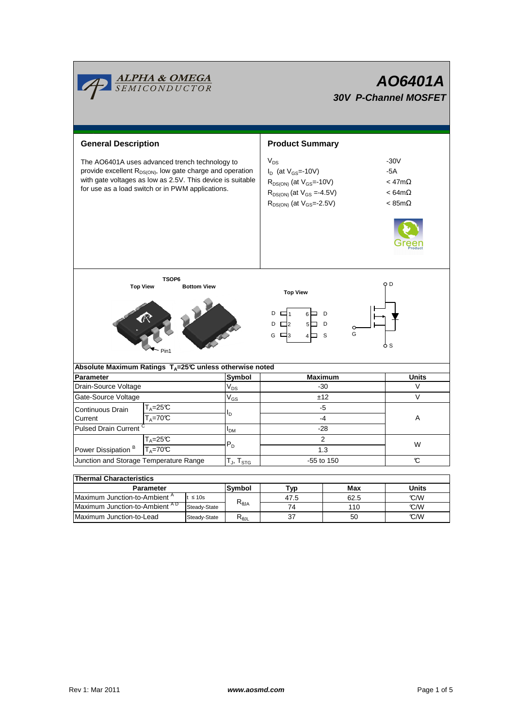ALPHA & OMEGA SEMICONDUCTOR

# AO6401A

## 30V P-Channel MOSFET

## General Description

The AO6401A uses advanced trench technology to provide excellent $R_{DS(ON)}$, low gate charge and operation with gate voltages as low as 2.5V. This device is suitable for use as a load switch or in PWM applications.

## Product Summary

| | |
|---|---|
| $V_{DS}$ | -30V |
| $I_D$ (at $V_{GS}$=-10V) | -5A |
| $R_{DS(ON)}$ (at $V_{GS}$=-10V) | < 47mΩ |
| $R_{DS(ON)}$ (at $V_{GS}$ =-4.5V) | < 64mΩ |
| $R_{DS(ON)}$ (at $V_{GS}$=-2.5V) | < 85mΩ |

Green Product

TSOP6

Top View    Bottom View

Pin1

Top View

| | | | |
|---|---|---|---|
| D | 1 | 6 | D |
| D | 2 | 5 | D |
| G | 3 | 4 | S |

D, G, S

### Absolute Maximum Ratings $T_A$=25°C unless otherwise noted

| Parameter | | Symbol | Maximum | Units |
|---|---|---|---|---|
| Drain-Source Voltage | | $V_{DS}$ | -30 | V |
| Gate-Source Voltage | | $V_{GS}$ | ±12 | V |
| Continuous Drain Current | $T_A$=25°C | $I_D$ | -5 | A |
| | $T_A$=70°C | | -4 | |
| Pulsed Drain Current [C] | | $I_{DM}$ | -28 | |
| Power Dissipation [B] | $T_A$=25°C | $P_D$ | 2 | W |
| | $T_A$=70°C | | 1.3 | |
| Junction and Storage Temperature Range | | $T_J$, $T_{STG}$ | -55 to 150 | °C |

### Thermal Characteristics

| Parameter | | Symbol | Typ | Max | Units |
|---|---|---|---|---|---|
| Maximum Junction-to-Ambient [A] | t ≤ 10s | $R_{\theta JA}$ | 47.5 | 62.5 | °C/W |
| Maximum Junction-to-Ambient [A D] | Steady-State | | 74 | 110 | °C/W |
| Maximum Junction-to-Lead | Steady-State | $R_{\theta JL}$ | 37 | 50 | °C/W |

Rev 1: Mar 2011    www.aosmd.com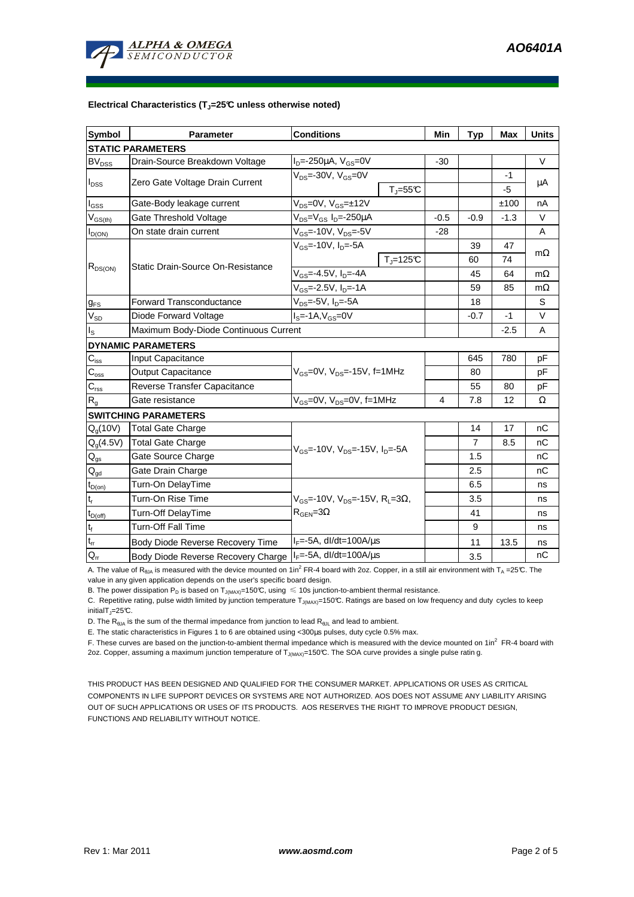**Electrical Characteristics ($T_J$=25°C unless otherwise noted)**

| Symbol | Parameter | Conditions | | Min | Typ | Max | Units |
|---|---|---|---|---|---|---|---|
| **STATIC PARAMETERS** | | | | | | | |
| $BV_{DSS}$ | Drain-Source Breakdown Voltage | $I_D$=-250µA, $V_{GS}$=0V | | -30 | | | V |
| $I_{DSS}$ | Zero Gate Voltage Drain Current | $V_{DS}$=-30V, $V_{GS}$=0V | | | | -1 | µA |
| | | | $T_J$=55°C | | | -5 | |
| $I_{GSS}$ | Gate-Body leakage current | $V_{DS}$=0V, $V_{GS}$=±12V | | | | ±100 | nA |
| $V_{GS(th)}$ | Gate Threshold Voltage | $V_{DS}$=$V_{GS}$ $I_D$=-250µA | | -0.5 | -0.9 | -1.3 | V |
| $I_{D(ON)}$ | On state drain current | $V_{GS}$=-10V, $V_{DS}$=-5V | | -28 | | | A |
| $R_{DS(ON)}$ | Static Drain-Source On-Resistance | $V_{GS}$=-10V, $I_D$=-5A | | | 39 | 47 | mΩ |
| | | | $T_J$=125°C | | 60 | 74 | |
| | | $V_{GS}$=-4.5V, $I_D$=-4A | | | 45 | 64 | mΩ |
| | | $V_{GS}$=-2.5V, $I_D$=-1A | | | 59 | 85 | mΩ |
| $g_{FS}$ | Forward Transconductance | $V_{DS}$=-5V, $I_D$=-5A | | | 18 | | S |
| $V_{SD}$ | Diode Forward Voltage | $I_S$=-1A,$V_{GS}$=0V | | | -0.7 | -1 | V |
| $I_S$ | Maximum Body-Diode Continuous Current | | | | | -2.5 | A |
| **DYNAMIC PARAMETERS** | | | | | | | |
| $C_{iss}$ | Input Capacitance | $V_{GS}$=0V, $V_{DS}$=-15V, f=1MHz | | | 645 | 780 | pF |
| $C_{oss}$ | Output Capacitance | | | | 80 | | pF |
| $C_{rss}$ | Reverse Transfer Capacitance | | | | 55 | 80 | pF |
| $R_g$ | Gate resistance | $V_{GS}$=0V, $V_{DS}$=0V, f=1MHz | | 4 | 7.8 | 12 | Ω |
| **SWITCHING PARAMETERS** | | | | | | | |
| $Q_g$(10V) | Total Gate Charge | $V_{GS}$=-10V, $V_{DS}$=-15V, $I_D$=-5A | | | 14 | 17 | nC |
| $Q_g$(4.5V) | Total Gate Charge | | | | 7 | 8.5 | nC |
| $Q_{gs}$ | Gate Source Charge | | | | 1.5 | | nC |
| $Q_{gd}$ | Gate Drain Charge | | | | 2.5 | | nC |
| $t_{D(on)}$ | Turn-On DelayTime | $V_{GS}$=-10V, $V_{DS}$=-15V, $R_L$=3Ω, $R_{GEN}$=3Ω | | | 6.5 | | ns |
| $t_r$ | Turn-On Rise Time | | | | 3.5 | | ns |
| $t_{D(off)}$ | Turn-Off DelayTime | | | | 41 | | ns |
| $t_f$ | Turn-Off Fall Time | | | | 9 | | ns |
| $t_{rr}$ | Body Diode Reverse Recovery Time | $I_F$=-5A, dI/dt=100A/µs | | | 11 | 13.5 | ns |
| $Q_{rr}$ | Body Diode Reverse Recovery Charge | $I_F$=-5A, dI/dt=100A/µs | | | 3.5 | | nC |

A. The value of $R_{\theta JA}$ is measured with the device mounted on 1in² FR-4 board with 2oz. Copper, in a still air environment with $T_A$ =25°C. The value in any given application depends on the user's specific board design.

B. The power dissipation $P_D$ is based on $T_{J(MAX)}$=150°C, using ≤ 10s junction-to-ambient thermal resistance.

C. Repetitive rating, pulse width limited by junction temperature $T_{J(MAX)}$=150°C. Ratings are based on low frequency and duty cycles to keep initial $T_J$=25°C.

D. The $R_{\theta JA}$ is the sum of the thermal impedance from junction to lead $R_{\theta JL}$ and lead to ambient.

E. The static characteristics in Figures 1 to 6 are obtained using <300µs pulses, duty cycle 0.5% max.

F. These curves are based on the junction-to-ambient thermal impedance which is measured with the device mounted on 1in² FR-4 board with 2oz. Copper, assuming a maximum junction temperature of $T_{J(MAX)}$=150°C. The SOA curve provides a single pulse rating.

THIS PRODUCT HAS BEEN DESIGNED AND QUALIFIED FOR THE CONSUMER MARKET. APPLICATIONS OR USES AS CRITICAL COMPONENTS IN LIFE SUPPORT DEVICES OR SYSTEMS ARE NOT AUTHORIZED. AOS DOES NOT ASSUME ANY LIABILITY ARISING OUT OF SUCH APPLICATIONS OR USES OF ITS PRODUCTS. AOS RESERVES THE RIGHT TO IMPROVE PRODUCT DESIGN, FUNCTIONS AND RELIABILITY WITHOUT NOTICE.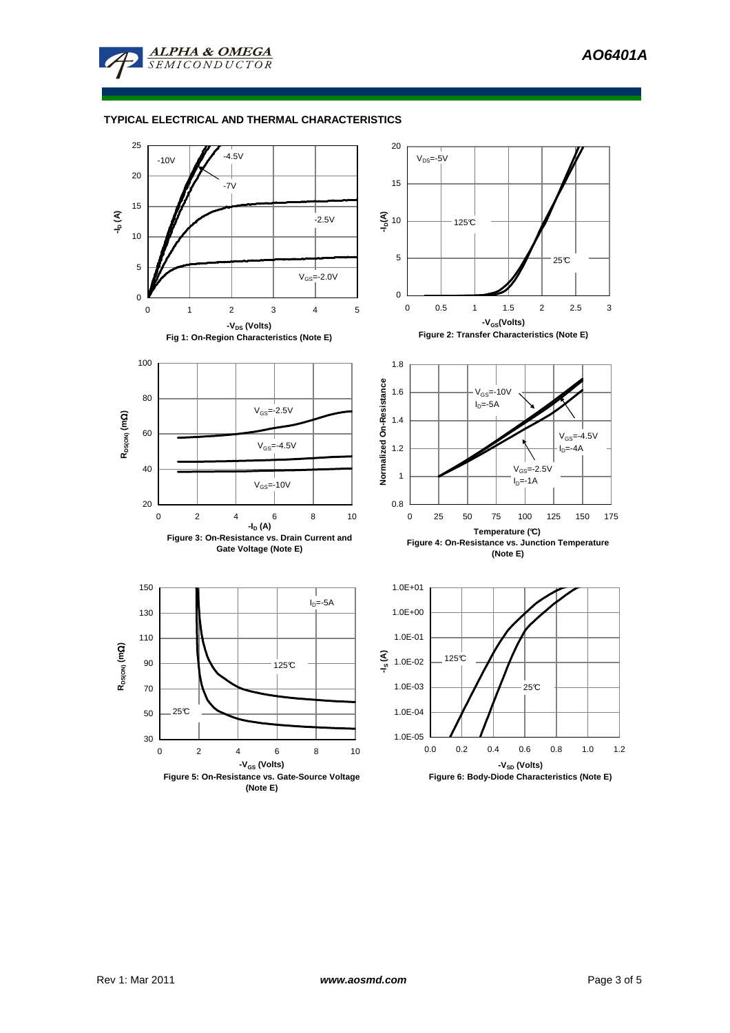## TYPICAL ELECTRICAL AND THERMAL CHARACTERISTICS

Fig 1: On-Region Characteristics (Note E)

Figure 2: Transfer Characteristics (Note E)

Figure 3: On-Resistance vs. Drain Current and Gate Voltage (Note E)

Figure 4: On-Resistance vs. Junction Temperature (Note E)

Figure 5: On-Resistance vs. Gate-Source Voltage (Note E)

Figure 6: Body-Diode Characteristics (Note E)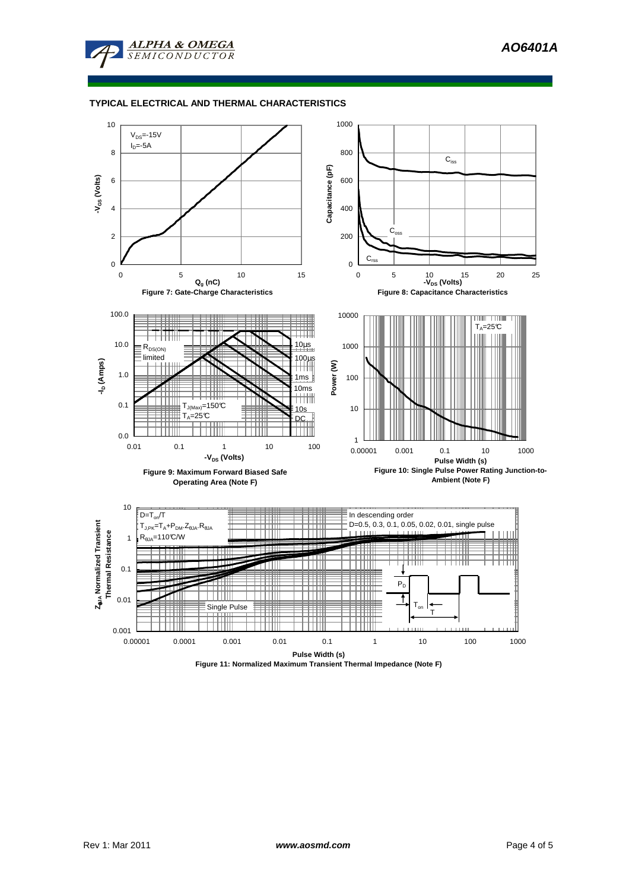## TYPICAL ELECTRICAL AND THERMAL CHARACTERISTICS

$V_{DS}$=-15V
$I_D$=-5A

$Q_g$ (nC)

$-V_{GS}$ (Volts)

**Figure 7: Gate-Charge Characteristics**

$C_{iss}$

$C_{oss}$

$C_{rss}$

$-V_{DS}$ (Volts)

Capacitance (pF)

**Figure 8: Capacitance Characteristics**

$R_{DS(ON)}$ limited

10µs

100µs

1ms

10ms

10s

DC

$T_{J(Max)}$=150°C
$T_A$=25°C

$-V_{DS}$ (Volts)

$-I_D$ (Amps)

**Figure 9: Maximum Forward Biased Safe Operating Area (Note F)**

$T_A$=25°C

Pulse Width (s)

Power (W)

**Figure 10: Single Pulse Power Rating Junction-to-Ambient (Note F)**

$D=T_{on}/T$
$T_{J,PK}=T_A+P_{DM}.Z_{\theta JA}.R_{\theta JA}$
$R_{\theta JA}$=110°C/W

In descending order
D=0.5, 0.3, 0.1, 0.05, 0.02, 0.01, single pulse

Single Pulse

$P_D$

$T_{on}$

T

Pulse Width (s)

$Z_{\theta JA}$ Normalized Transient Thermal Resistance

**Figure 11: Normalized Maximum Transient Thermal Impedance (Note F)**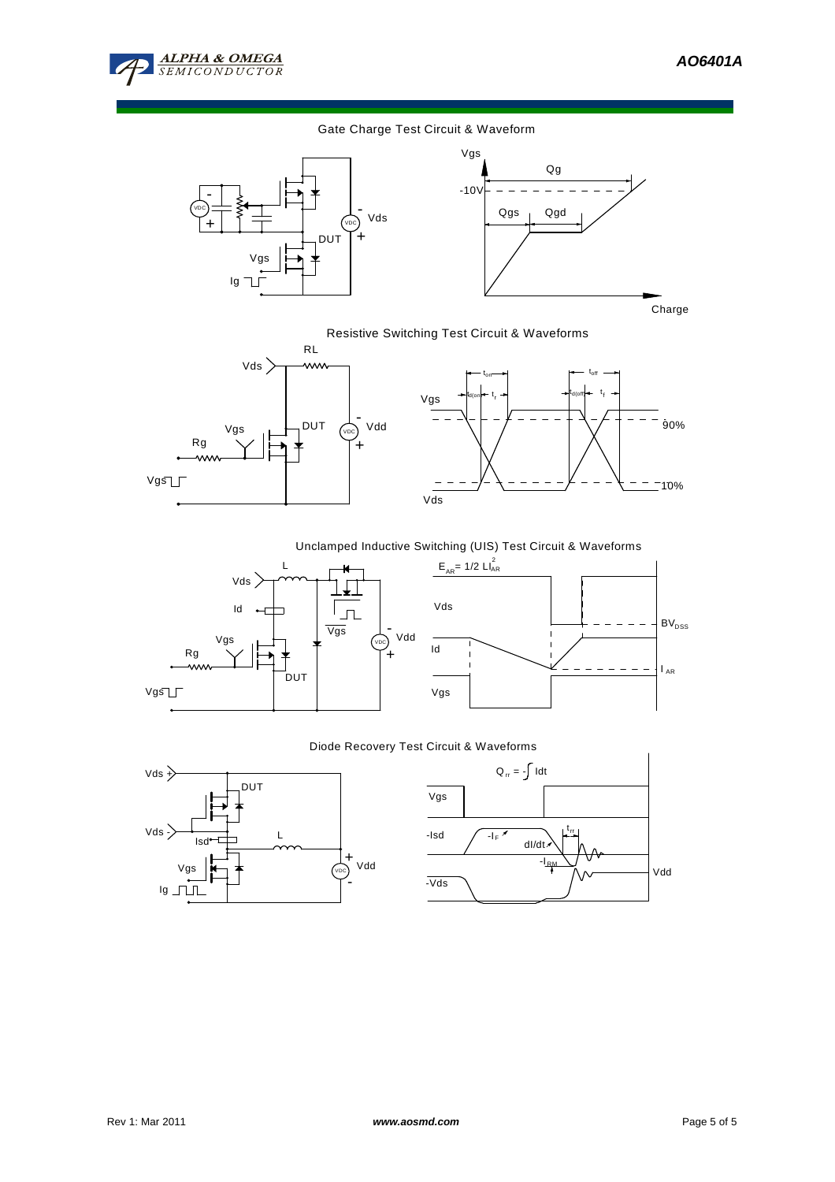## Gate Charge Test Circuit & Waveform

VDC
-
+
Vgs
Ig
DUT
VDC
-
Vds
+

Vgs
Qg
-10V
Qgs
Qgd
Charge

## Resistive Switching Test Circuit & Waveforms

RL
Vds
Vgs
Rg
DUT
VDC
-
Vdd
+
Vgs

$t_{on}$
$t_{off}$
$t_{d(on)}$
$t_r$
$t_{d(off)}$
$t_f$
Vgs
90%
10%
Vds

## Unclamped Inductive Switching (UIS) Test Circuit & Waveforms

L
Vds
Id
Vgs
Rg
Vgs
DUT
Vgs
VDC
-
Vdd
+

$E_{AR} = 1/2\ LI_{AR}^2$
Vds
Id
Vgs
$BV_{DSS}$
$I_{AR}$

## Diode Recovery Test Circuit & Waveforms

Vds +
DUT
Vds -
Isd
L
Vgs
Ig
VDC
+
Vdd
-

$Q_{rr} = -\int Idt$
Vgs
-Isd
$-I_F$
dI/dt
$t_{rr}$
$-I_{RM}$
-Vds
Vdd